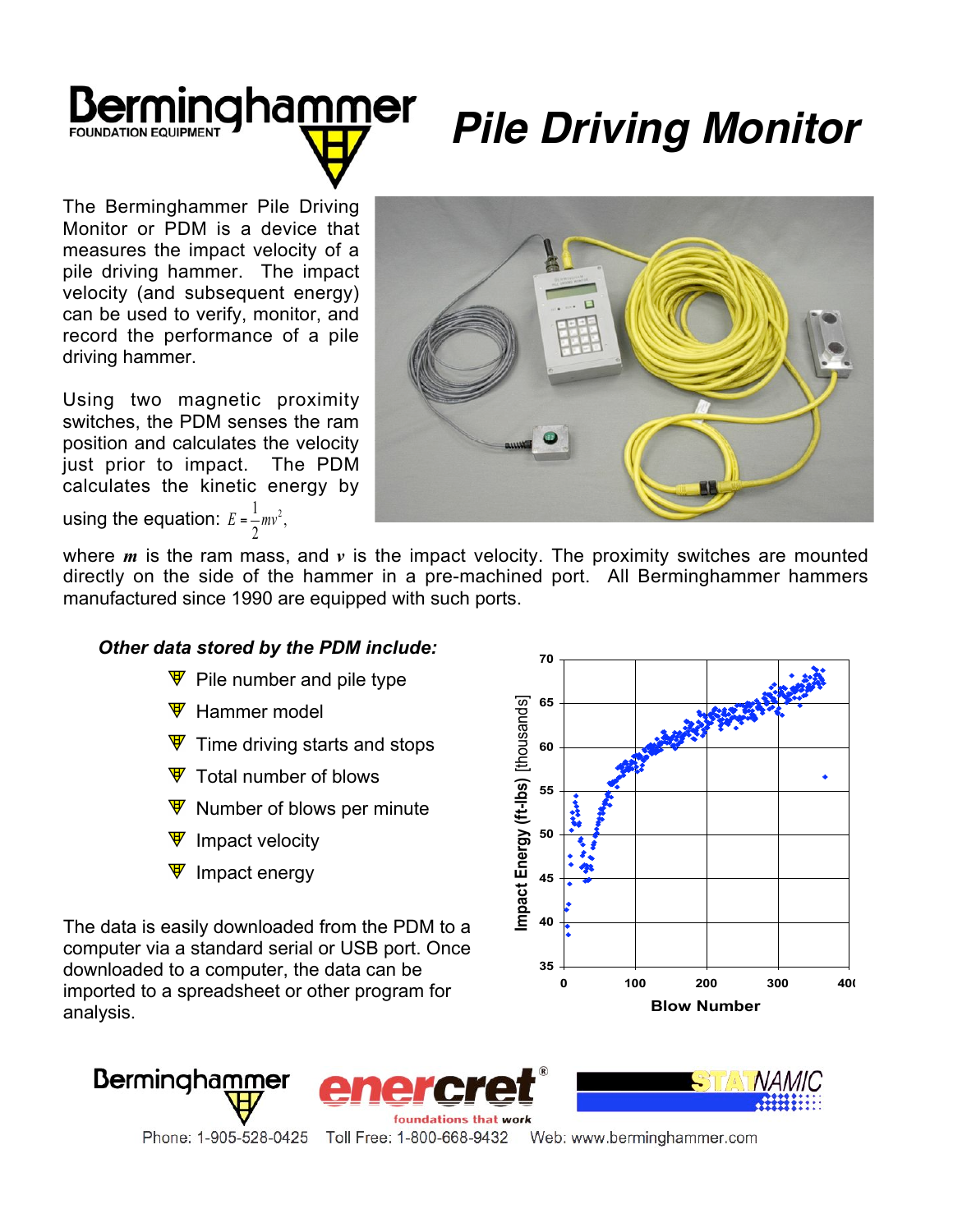# Berminghammer Foundation Equipment

# Pile Driving Monitor

The Berminghammer Pile Driving Monitor or PDM is a device that measures the impact velocity of a pile driving hammer. The impact velocity (and subsequent energy) can be used to verify, monitor, and record the performance of a pile driving hammer.

Using two magnetic proximity switches, the PDM senses the ram position and calculates the velocity just prior to impact. The PDM calculates the kinetic energy by using the equation: $E = \frac{1}{2}mv^2$, where ***m*** is the ram mass, and ***v*** is the impact velocity. The proximity switches are mounted directly on the side of the hammer in a pre-machined port. All Berminghammer hammers manufactured since 1990 are equipped with such ports.

***Other data stored by the PDM include:***

- Pile number and pile type
- Hammer model
- Time driving starts and stops
- Total number of blows
- Number of blows per minute
- Impact velocity
- Impact energy

Impact Energy (ft-lbs) [thousands] vs. Blow Number

The data is easily downloaded from the PDM to a computer via a standard serial or USB port. Once downloaded to a computer, the data can be imported to a spreadsheet or other program for analysis.

Berminghammer · enercret® foundations that work · STATNAMIC

Phone: 1-905-528-0425  Toll Free: 1-800-668-9432  Web: www.berminghammer.com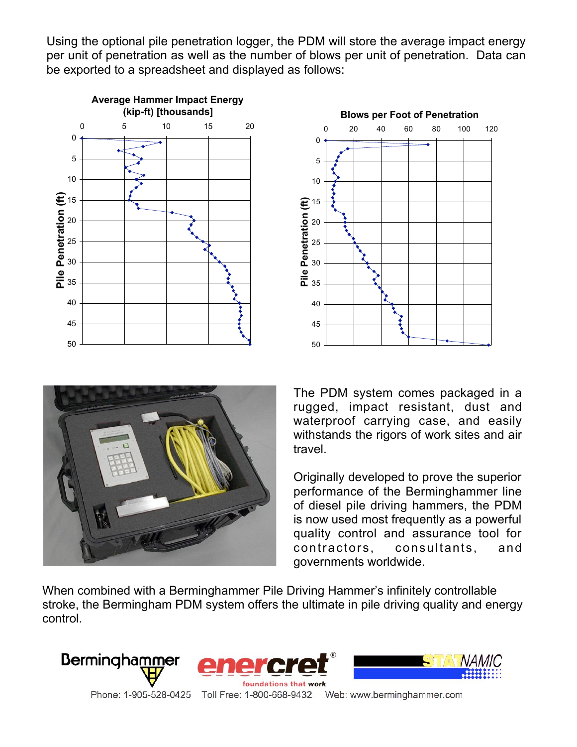Using the optional pile penetration logger, the PDM will store the average impact energy per unit of penetration as well as the number of blows per unit of penetration. Data can be exported to a spreadsheet and displayed as follows:

**Average Hammer Impact Energy (kip-ft) [thousands]**

0 5 10 15 20

Pile Penetration (ft)

0 5 10 15 20 25 30 35 40 45 50

**Blows per Foot of Penetration**

0 20 40 60 80 100 120

Pile Penetration (ft)

0 5 10 15 20 25 30 35 40 45 50

The PDM system comes packaged in a rugged, impact resistant, dust and waterproof carrying case, and easily withstands the rigors of work sites and air travel.

Originally developed to prove the superior performance of the Berminghammer line of diesel pile driving hammers, the PDM is now used most frequently as a powerful quality control and assurance tool for contractors, consultants, and governments worldwide.

When combined with a Berminghammer Pile Driving Hammer's infinitely controllable stroke, the Bermingham PDM system offers the ultimate in pile driving quality and energy control.

Berminghammer enercret® foundations that work STATNAMIC

Phone: 1-905-528-0425 Toll Free: 1-800-668-9432 Web: www.berminghammer.com